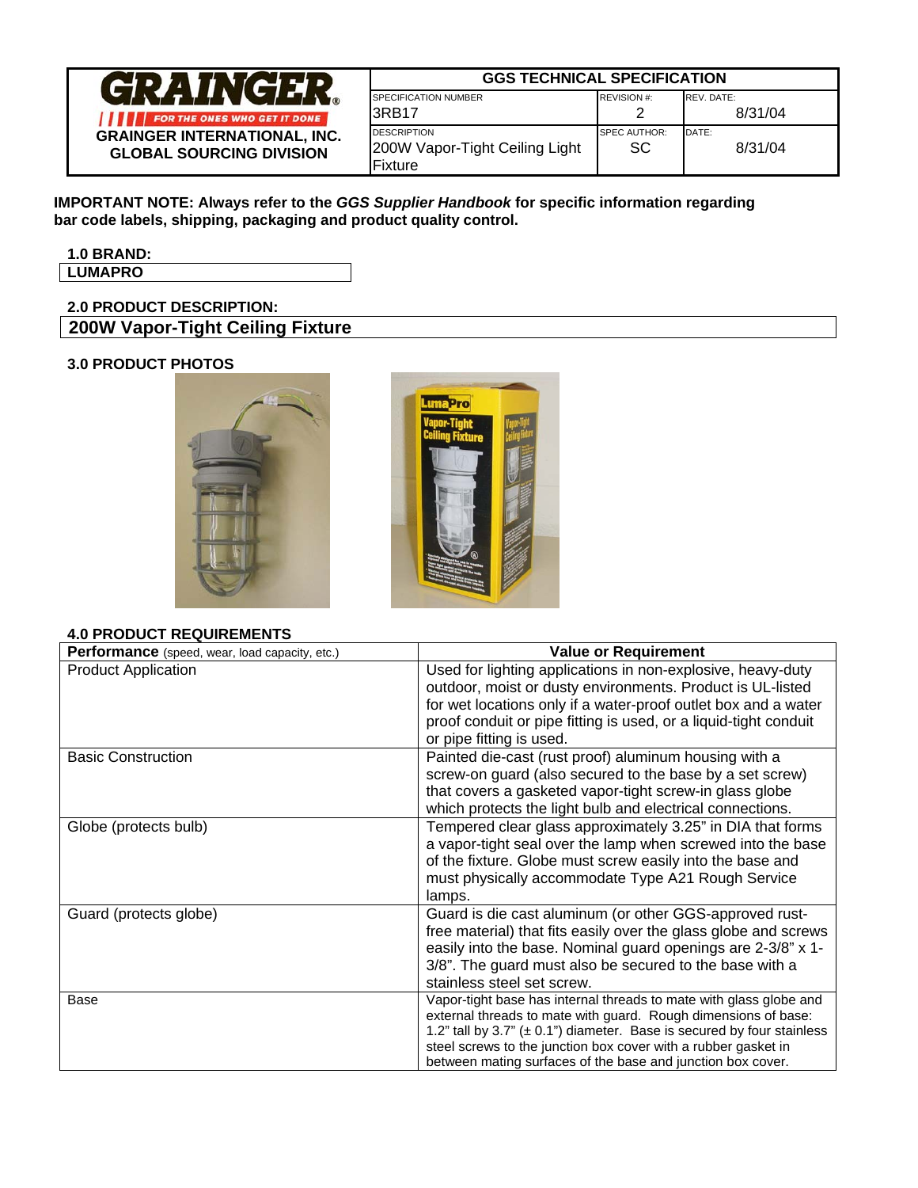| GRAINGER INTERNATIONAL, INC. GLOBAL SOURCING DIVISION | GGS TECHNICAL SPECIFICATION | | |
|---|---|---|---|
| | SPECIFICATION NUMBER 3RB17 | REVISION #: 2 | REV. DATE: 8/31/04 |
| | DESCRIPTION 200W Vapor-Tight Ceiling Light Fixture | SPEC AUTHOR: SC | DATE: 8/31/04 |

**IMPORTANT NOTE: Always refer to the *GGS Supplier Handbook* for specific information regarding bar code labels, shipping, packaging and product quality control.**

### 1.0 BRAND:

**LUMAPRO**

### 2.0 PRODUCT DESCRIPTION:

**200W Vapor-Tight Ceiling Fixture**

### 3.0 PRODUCT PHOTOS

### 4.0 PRODUCT REQUIREMENTS

| **Performance** (speed, wear, load capacity, etc.) | **Value or Requirement** |
|---|---|
| Product Application | Used for lighting applications in non-explosive, heavy-duty outdoor, moist or dusty environments. Product is UL-listed for wet locations only if a water-proof outlet box and a water proof conduit or pipe fitting is used, or a liquid-tight conduit or pipe fitting is used. |
| Basic Construction | Painted die-cast (rust proof) aluminum housing with a screw-on guard (also secured to the base by a set screw) that covers a gasketed vapor-tight screw-in glass globe which protects the light bulb and electrical connections. |
| Globe (protects bulb) | Tempered clear glass approximately 3.25" in DIA that forms a vapor-tight seal over the lamp when screwed into the base of the fixture. Globe must screw easily into the base and must physically accommodate Type A21 Rough Service lamps. |
| Guard (protects globe) | Guard is die cast aluminum (or other GGS-approved rust-free material) that fits easily over the glass globe and screws easily into the base. Nominal guard openings are 2-3/8" x 1-3/8". The guard must also be secured to the base with a stainless steel set screw. |
| Base | Vapor-tight base has internal threads to mate with glass globe and external threads to mate with guard. Rough dimensions of base: 1.2" tall by 3.7" (± 0.1") diameter. Base is secured by four stainless steel screws to the junction box cover with a rubber gasket in between mating surfaces of the base and junction box cover. |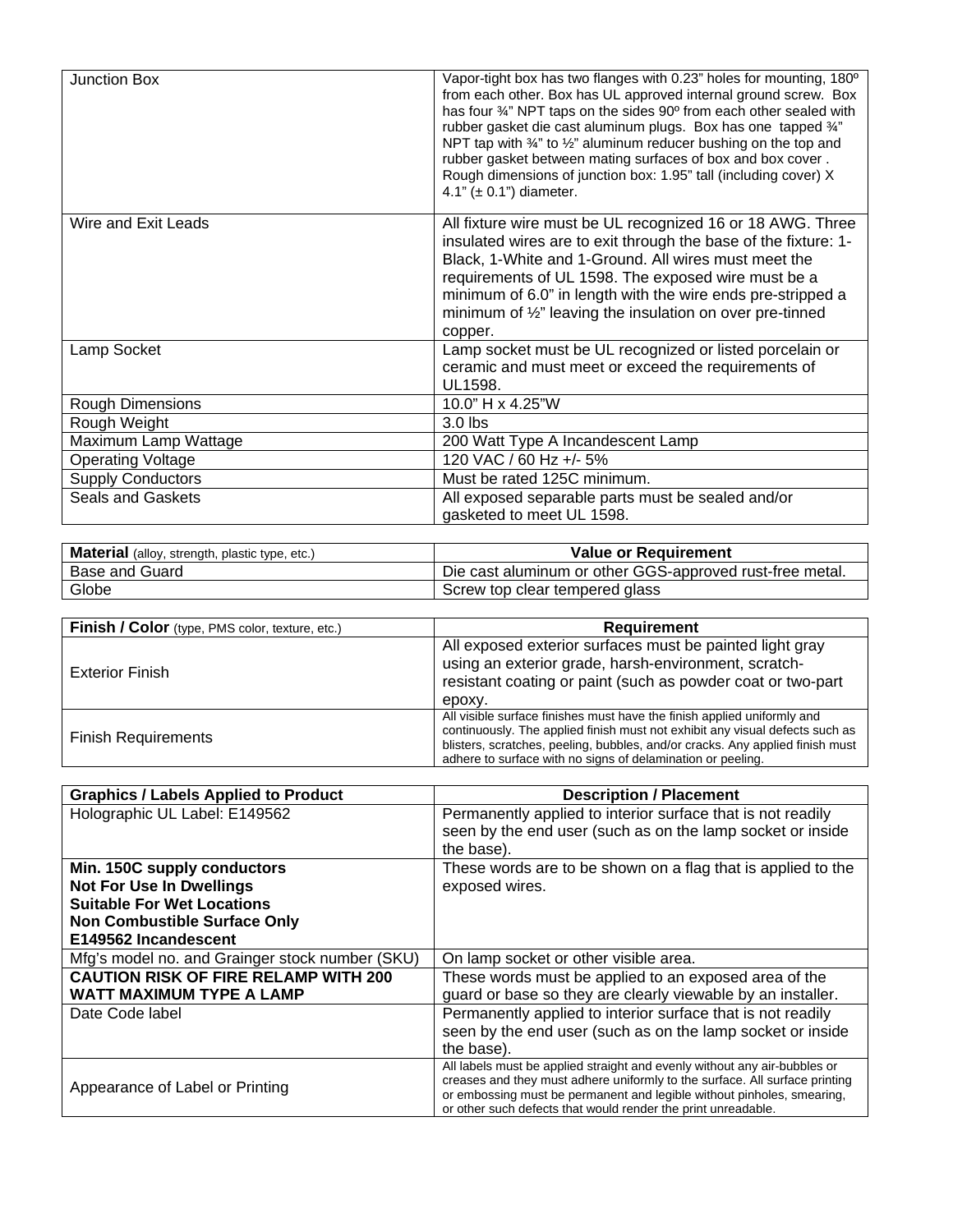| | |
|---|---|
| Junction Box | Vapor-tight box has two flanges with 0.23" holes for mounting, 180º from each other. Box has UL approved internal ground screw. Box has four ¾" NPT taps on the sides 90º from each other sealed with rubber gasket die cast aluminum plugs. Box has one tapped ¾" NPT tap with ¾" to ½" aluminum reducer bushing on the top and rubber gasket between mating surfaces of box and box cover . Rough dimensions of junction box: 1.95" tall (including cover) X 4.1" (± 0.1") diameter. |
| Wire and Exit Leads | All fixture wire must be UL recognized 16 or 18 AWG. Three insulated wires are to exit through the base of the fixture: 1-Black, 1-White and 1-Ground. All wires must meet the requirements of UL 1598. The exposed wire must be a minimum of 6.0" in length with the wire ends pre-stripped a minimum of ½" leaving the insulation on over pre-tinned copper. |
| Lamp Socket | Lamp socket must be UL recognized or listed porcelain or ceramic and must meet or exceed the requirements of UL1598. |
| Rough Dimensions | 10.0" H x 4.25"W |
| Rough Weight | 3.0 lbs |
| Maximum Lamp Wattage | 200 Watt Type A Incandescent Lamp |
| Operating Voltage | 120 VAC / 60 Hz +/- 5% |
| Supply Conductors | Must be rated 125C minimum. |
| Seals and Gaskets | All exposed separable parts must be sealed and/or gasketed to meet UL 1598. |

| **Material** (alloy, strength, plastic type, etc.) | **Value or Requirement** |
|---|---|
| Base and Guard | Die cast aluminum or other GGS-approved rust-free metal. |
| Globe | Screw top clear tempered glass |

| **Finish / Color** (type, PMS color, texture, etc.) | **Requirement** |
|---|---|
| Exterior Finish | All exposed exterior surfaces must be painted light gray using an exterior grade, harsh-environment, scratch-resistant coating or paint (such as powder coat or two-part epoxy. |
| Finish Requirements | All visible surface finishes must have the finish applied uniformly and continuously. The applied finish must not exhibit any visual defects such as blisters, scratches, peeling, bubbles, and/or cracks. Any applied finish must adhere to surface with no signs of delamination or peeling. |

| **Graphics / Labels Applied to Product** | **Description / Placement** |
|---|---|
| Holographic UL Label: E149562 | Permanently applied to interior surface that is not readily seen by the end user (such as on the lamp socket or inside the base). |
| **Min. 150C supply conductors**<br>**Not For Use In Dwellings**<br>**Suitable For Wet Locations**<br>**Non Combustible Surface Only**<br>**E149562 Incandescent** | These words are to be shown on a flag that is applied to the exposed wires. |
| Mfg's model no. and Grainger stock number (SKU) | On lamp socket or other visible area. |
| **CAUTION RISK OF FIRE RELAMP WITH 200 WATT MAXIMUM TYPE A LAMP** | These words must be applied to an exposed area of the guard or base so they are clearly viewable by an installer. |
| Date Code label | Permanently applied to interior surface that is not readily seen by the end user (such as on the lamp socket or inside the base). |
| Appearance of Label or Printing | All labels must be applied straight and evenly without any air-bubbles or creases and they must adhere uniformly to the surface. All surface printing or embossing must be permanent and legible without pinholes, smearing, or other such defects that would render the print unreadable. |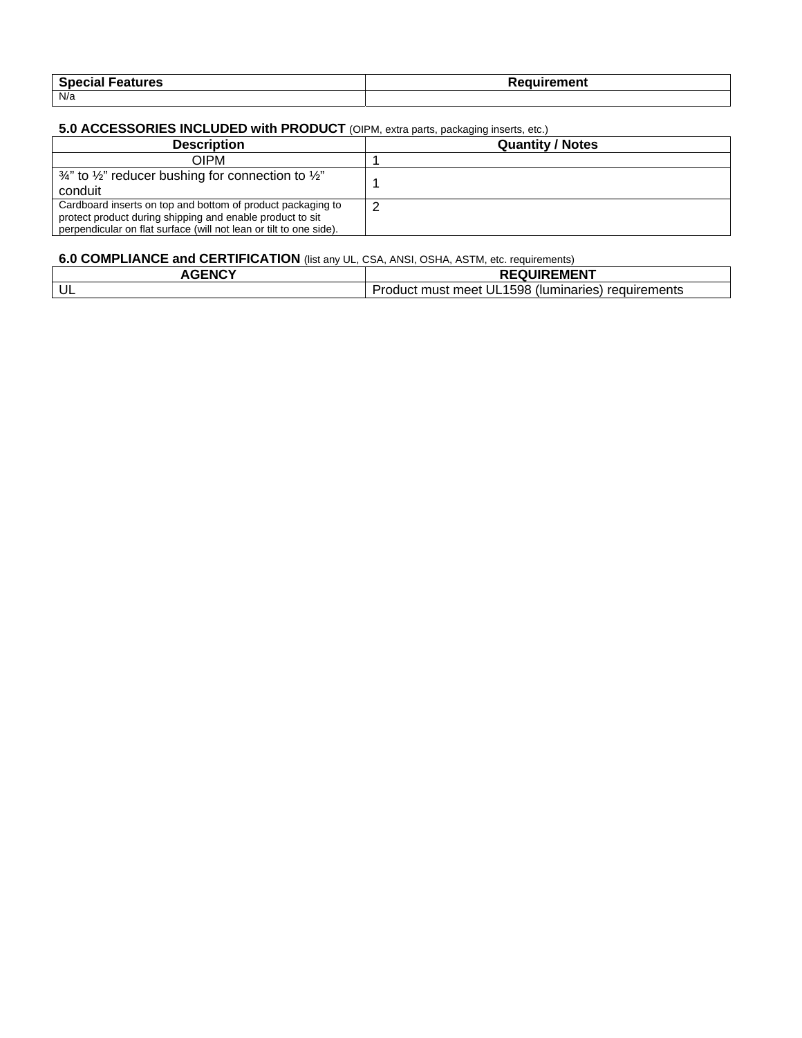| Special Features | Requirement |
| --- | --- |
| N/a | |

### 5.0 ACCESSORIES INCLUDED with PRODUCT (OIPM, extra parts, packaging inserts, etc.)

| Description | Quantity / Notes |
| --- | --- |
| OIPM | 1 |
| ¾” to ½” reducer bushing for connection to ½” conduit | 1 |
| Cardboard inserts on top and bottom of product packaging to protect product during shipping and enable product to sit perpendicular on flat surface (will not lean or tilt to one side). | 2 |

### 6.0 COMPLIANCE and CERTIFICATION (list any UL, CSA, ANSI, OSHA, ASTM, etc. requirements)

| AGENCY | REQUIREMENT |
| --- | --- |
| UL | Product must meet UL1598 (luminaries) requirements |